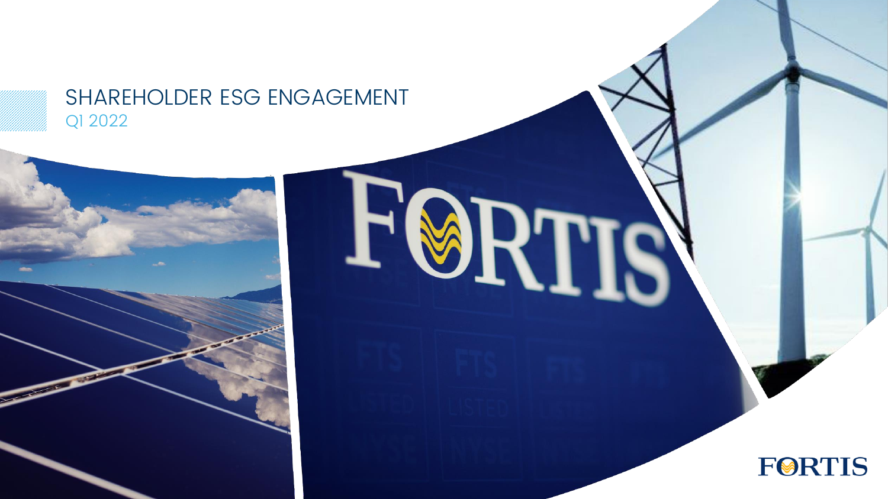# SHAREHOLDER ESG ENGAGEMENT

Q1 2022

FORTIS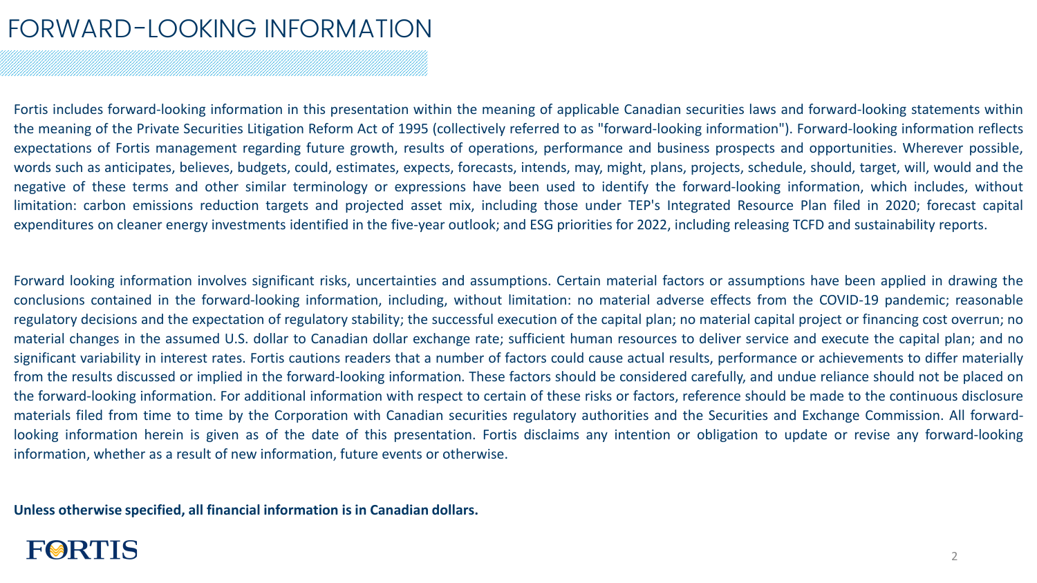# FORWARD-LOOKING INFORMATION

Fortis includes forward-looking information in this presentation within the meaning of applicable Canadian securities laws and forward-looking statements within the meaning of the Private Securities Litigation Reform Act of 1995 (collectively referred to as "forward-looking information"). Forward-looking information reflects expectations of Fortis management regarding future growth, results of operations, performance and business prospects and opportunities. Wherever possible, words such as anticipates, believes, budgets, could, estimates, expects, forecasts, intends, may, might, plans, projects, schedule, should, target, will, would and the negative of these terms and other similar terminology or expressions have been used to identify the forward-looking information, which includes, without limitation: carbon emissions reduction targets and projected asset mix, including those under TEP's Integrated Resource Plan filed in 2020; forecast capital expenditures on cleaner energy investments identified in the five-year outlook; and ESG priorities for 2022, including releasing TCFD and sustainability reports.

Forward looking information involves significant risks, uncertainties and assumptions. Certain material factors or assumptions have been applied in drawing the conclusions contained in the forward-looking information, including, without limitation: no material adverse effects from the COVID-19 pandemic; reasonable regulatory decisions and the expectation of regulatory stability; the successful execution of the capital plan; no material capital project or financing cost overrun; no material changes in the assumed U.S. dollar to Canadian dollar exchange rate; sufficient human resources to deliver service and execute the capital plan; and no significant variability in interest rates. Fortis cautions readers that a number of factors could cause actual results, performance or achievements to differ materially from the results discussed or implied in the forward-looking information. These factors should be considered carefully, and undue reliance should not be placed on the forward-looking information. For additional information with respect to certain of these risks or factors, reference should be made to the continuous disclosure materials filed from time to time by the Corporation with Canadian securities regulatory authorities and the Securities and Exchange Commission. All forward-looking information herein is given as of the date of this presentation. Fortis disclaims any intention or obligation to update or revise any forward-looking information, whether as a result of new information, future events or otherwise.

**Unless otherwise specified, all financial information is in Canadian dollars.**

FORTIS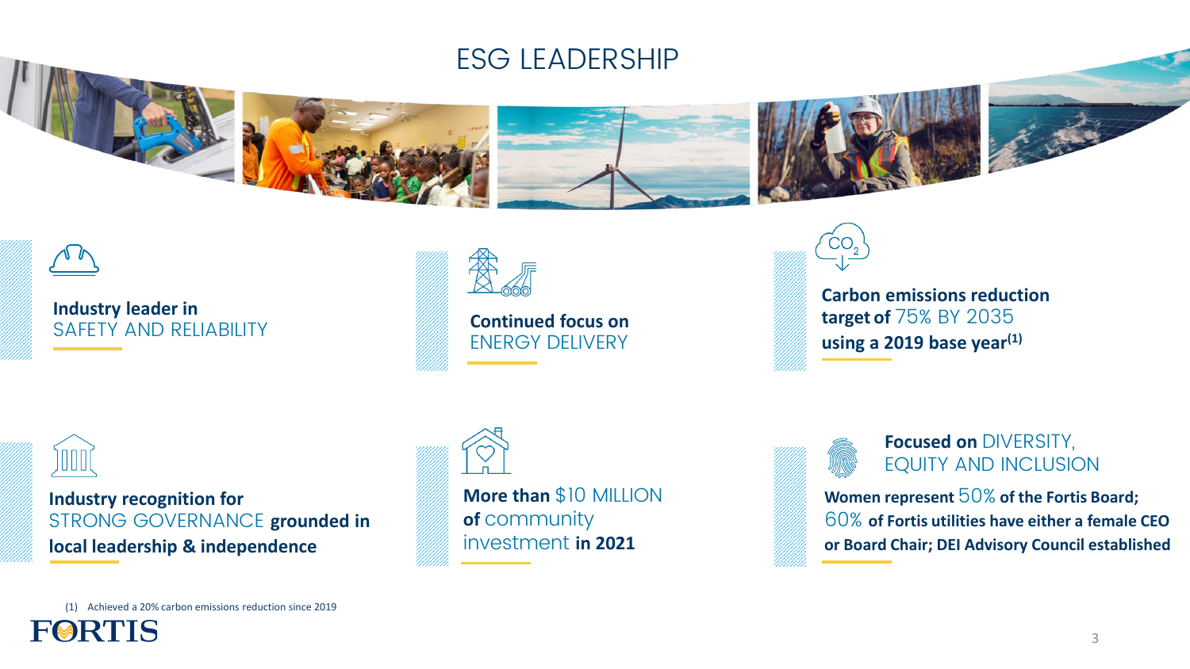# ESG LEADERSHIP

**Industry leader in** SAFETY AND RELIABILITY

**Continued focus on** ENERGY DELIVERY

**Carbon emissions reduction target of** 75% BY 2035 **using a 2019 base year**[(1)]

**Industry recognition for** STRONG GOVERNANCE **grounded in local leadership & independence**

**More than** $10 MILLION **of** community investment **in 2021**

**Focused on** DIVERSITY, EQUITY AND INCLUSION

**Women represent** 50% **of the Fortis Board;** 60% **of Fortis utilities have either a female CEO or Board Chair; DEI Advisory Council established**

(1) Achieved a 20% carbon emissions reduction since 2019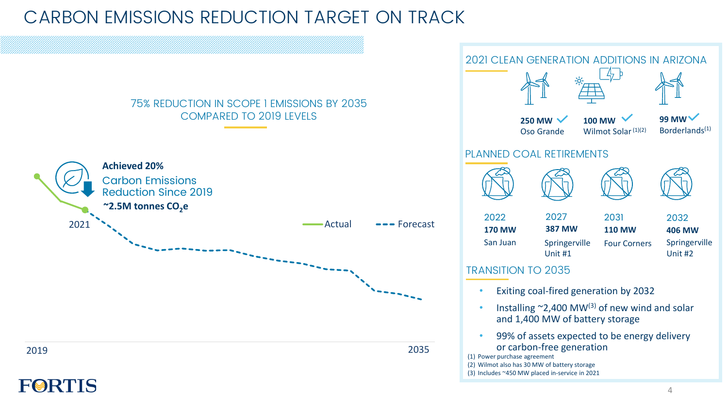# CARBON EMISSIONS REDUCTION TARGET ON TRACK

## 75% REDUCTION IN SCOPE 1 EMISSIONS BY 2035 COMPARED TO 2019 LEVELS

**Achieved 20%**
Carbon Emissions Reduction Since 2019
**~2.5M tonnes $CO_2e$**

Actual — Forecast

2019 — 2021 — 2035

## 2021 CLEAN GENERATION ADDITIONS IN ARIZONA

- **250 MW** Oso Grande
- **100 MW** Wilmot Solar[1][2]
- **99 MW** Borderlands[1]

## PLANNED COAL RETIREMENTS

| 2022 | 2027 | 2031 | 2032 |
|---|---|---|---|
| **170 MW** | **387 MW** | **110 MW** | **406 MW** |
| San Juan | Springerville Unit #1 | Four Corners | Springerville Unit #2 |

## TRANSITION TO 2035

- Exiting coal-fired generation by 2032
- Installing ~2,400 MW[3] of new wind and solar and 1,400 MW of battery storage
- 99% of assets expected to be energy delivery or carbon-free generation

(1) Power purchase agreement
(2) Wilmot also has 30 MW of battery storage
(3) Includes ~450 MW placed in-service in 2021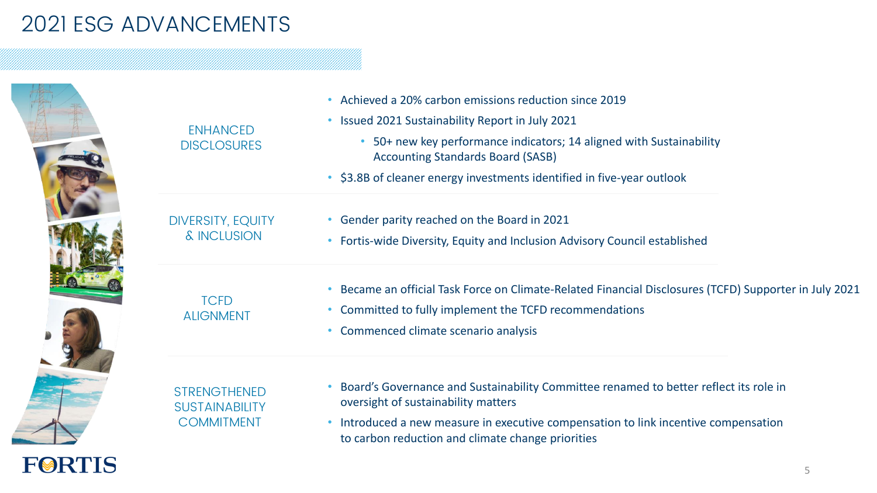# 2021 ESG ADVANCEMENTS

## ENHANCED DISCLOSURES

- Achieved a 20% carbon emissions reduction since 2019
- Issued 2021 Sustainability Report in July 2021
  - 50+ new key performance indicators; 14 aligned with Sustainability Accounting Standards Board (SASB)
- $3.8B of cleaner energy investments identified in five-year outlook

## DIVERSITY, EQUITY & INCLUSION

- Gender parity reached on the Board in 2021
- Fortis-wide Diversity, Equity and Inclusion Advisory Council established

## TCFD ALIGNMENT

- Became an official Task Force on Climate-Related Financial Disclosures (TCFD) Supporter in July 2021
- Committed to fully implement the TCFD recommendations
- Commenced climate scenario analysis

## STRENGTHENED SUSTAINABILITY COMMITMENT

- Board's Governance and Sustainability Committee renamed to better reflect its role in oversight of sustainability matters
- Introduced a new measure in executive compensation to link incentive compensation to carbon reduction and climate change priorities

FORTIS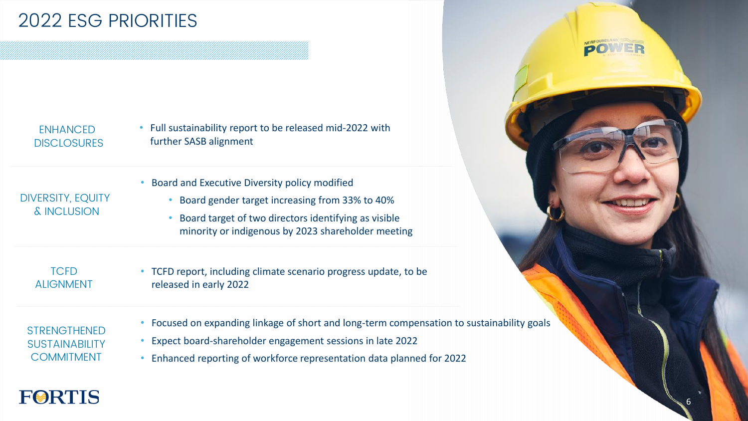# 2022 ESG PRIORITIES

| | |
|---|---|
| ENHANCED DISCLOSURES | • Full sustainability report to be released mid-2022 with further SASB alignment |
| DIVERSITY, EQUITY & INCLUSION | • Board and Executive Diversity policy modified<br>  • Board gender target increasing from 33% to 40%<br>  • Board target of two directors identifying as visible minority or indigenous by 2023 shareholder meeting |
| TCFD ALIGNMENT | • TCFD report, including climate scenario progress update, to be released in early 2022 |
| STRENGTHENED SUSTAINABILITY COMMITMENT | • Focused on expanding linkage of short and long-term compensation to sustainability goals<br>• Expect board-shareholder engagement sessions in late 2022<br>• Enhanced reporting of workforce representation data planned for 2022 |

FORTIS